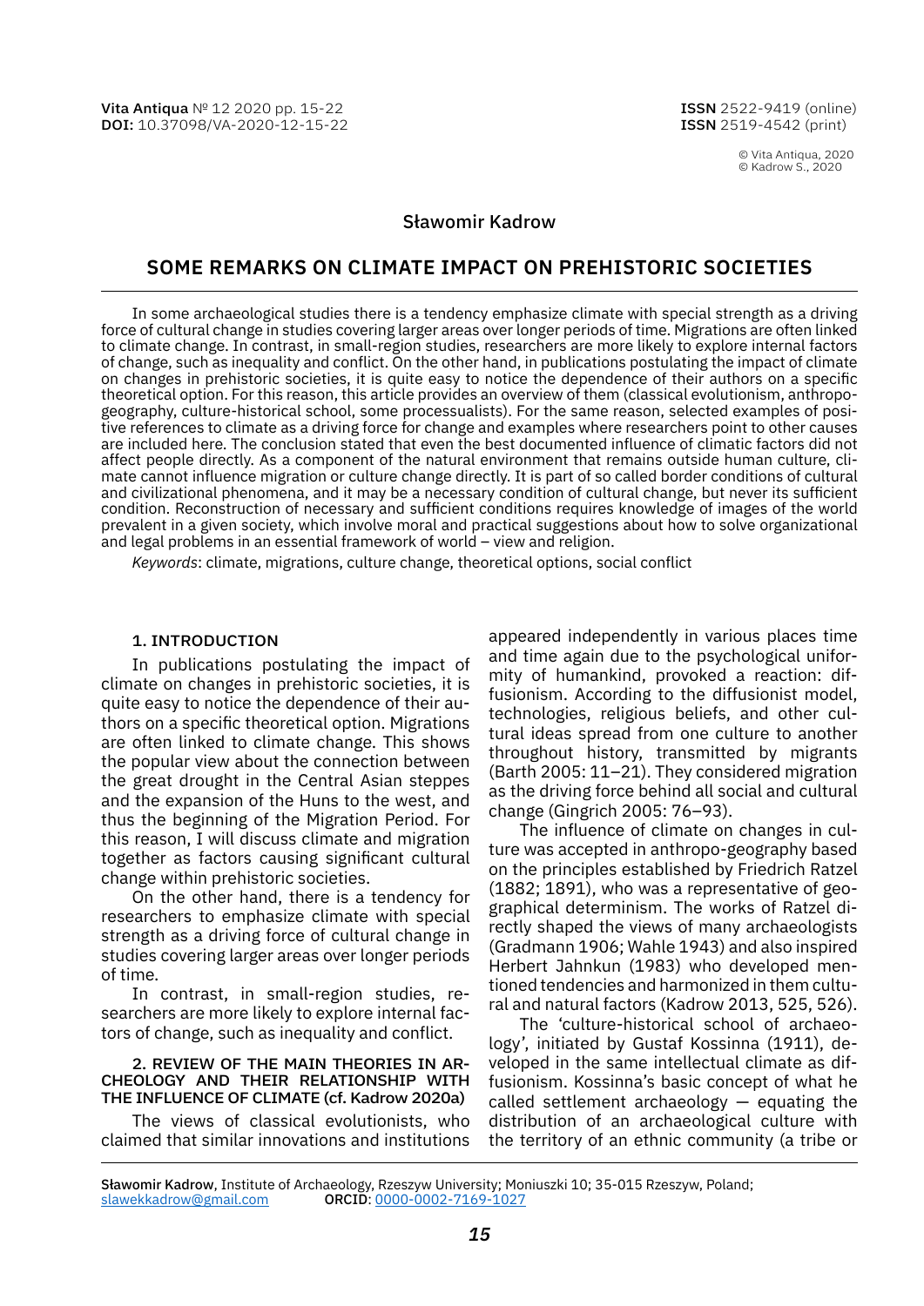# Sławomir Kadrow

## SOME REMARKS ON CLIMATE IMPACT ON PREHISTORIC SOCIETIES

In some archaeological studies there is a tendency emphasize climate with special strength as a driving force of cultural change in studies covering larger areas over longer periods of time. Migrations are often linked to climate change. In contrast, in small-region studies, researchers are more likely to explore internal factors of change, such as inequality and conflict. On the other hand, in publications postulating the impact of climate on changes in prehistoric societies, it is quite easy to notice the dependence of their authors on a specific theoretical option. For this reason, this article provides an overview of them (classical evolutionism, anthropogeography, culture-historical school, some processualists). For the same reason, selected examples of positive references to climate as a driving force for change and examples where researchers point to other causes are included here. The conclusion stated that even the best documented influence of climatic factors did not affect people directly. As a component of the natural environment that remains outside human culture, climate cannot influence migration or culture change directly. It is part of so called border conditions of cultural and civilizational phenomena, and it may be a necessary condition of cultural change, but never its sufficient condition. Reconstruction of necessary and sufficient conditions requires knowledge of images of the world prevalent in a given society, which involve moral and practical suggestions about how to solve organizational and legal problems in an essential framework of world – view and religion.

*Keywords*: climate, migrations, culture change, theoretical options, social conflict

### 1. INTRODUCTION

In publications postulating the impact of climate on changes in prehistoric societies, it is quite easy to notice the dependence of their authors on a specific theoretical option. Migrations are often linked to climate change. This shows the popular view about the connection between the great drought in the Central Asian steppes and the expansion of the Huns to the west, and thus the beginning of the Migration Period. For this reason, I will discuss climate and migration together as factors causing significant cultural change within prehistoric societies.

On the other hand, there is a tendency for researchers to emphasize climate with special strength as a driving force of cultural change in studies covering larger areas over longer periods of time.

In contrast, in small-region studies, researchers are more likely to explore internal factors of change, such as inequality and conflict.

### 2. REVIEW OF THE MAIN THEORIES IN ARCHEOLOGY AND THEIR RELATIONSHIP WITH THE INFLUENCE OF CLIMATE (cf. Kadrow 2020a)

The views of classical evolutionists, who claimed that similar innovations and institutions appeared independently in various places time and time again due to the psychological uniformity of humankind, provoked a reaction: diffusionism. According to the diffusionist model, technologies, religious beliefs, and other cultural ideas spread from one culture to another throughout history, transmitted by migrants (Barth 2005: 11–21). They considered migration as the driving force behind all social and cultural change (Gingrich 2005: 76–93).

The influence of climate on changes in culture was accepted in anthropo-geography based on the principles established by Friedrich Ratzel (1882; 1891), who was a representative of geographical determinism. The works of Ratzel directly shaped the views of many archaeologists (Gradmann 1906; Wahle 1943) and also inspired Herbert Jahnkun (1983) who developed mentioned tendencies and harmonized in them cultural and natural factors (Kadrow 2013, 525, 526).

The 'culture-historical school of archaeology', initiated by Gustaf Kossinna (1911), developed in the same intellectual climate as diffusionism. Kossinna's basic concept of what he called settlement archaeology — equating the distribution of an archaeological culture with the territory of an ethnic community (a tribe or

---

**Sławomir Kadrow**, Institute of Archaeology, Rzeszyw University; Moniuszki 10; 35-015 Rzeszyw, Poland; slawekkadrow@gmail.com **ORCID**: 0000-0002-7169-1027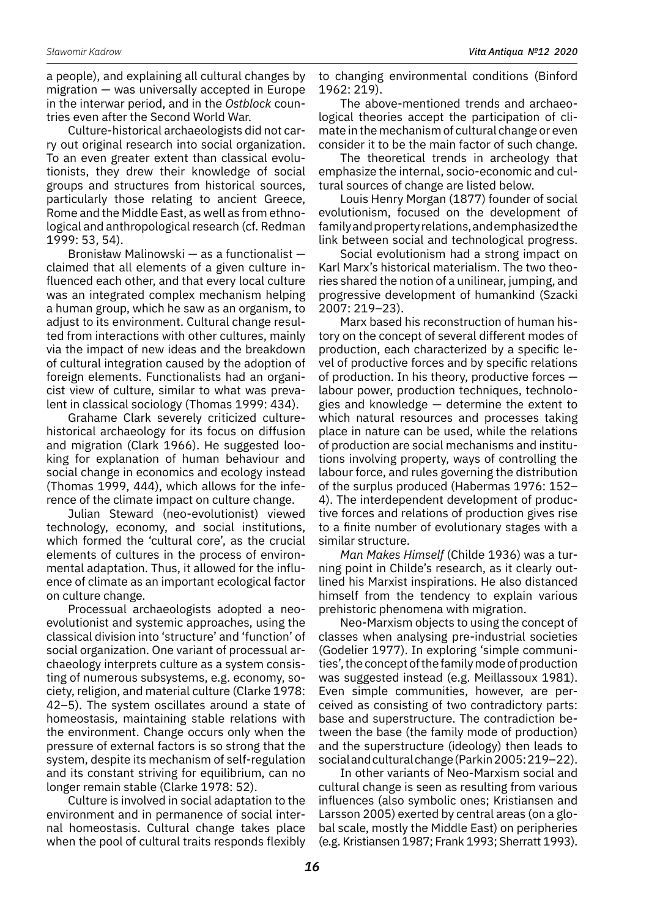a people), and explaining all cultural changes by migration — was universally accepted in Europe in the interwar period, and in the *Ostblock* countries even after the Second World War.

Culture-historical archaeologists did not carry out original research into social organization. To an even greater extent than classical evolutionists, they drew their knowledge of social groups and structures from historical sources, particularly those relating to ancient Greece, Rome and the Middle East, as well as from ethnological and anthropological research (cf. Redman 1999: 53, 54).

Bronisław Malinowski — as a functionalist — claimed that all elements of a given culture influenced each other, and that every local culture was an integrated complex mechanism helping a human group, which he saw as an organism, to adjust to its environment. Cultural change resulted from interactions with other cultures, mainly via the impact of new ideas and the breakdown of cultural integration caused by the adoption of foreign elements. Functionalists had an organicist view of culture, similar to what was prevalent in classical sociology (Thomas 1999: 434).

Grahame Clark severely criticized culture-historical archaeology for its focus on diffusion and migration (Clark 1966). He suggested looking for explanation of human behaviour and social change in economics and ecology instead (Thomas 1999, 444), which allows for the inference of the climate impact on culture change.

Julian Steward (neo-evolutionist) viewed technology, economy, and social institutions, which formed the 'cultural core', as the crucial elements of cultures in the process of environmental adaptation. Thus, it allowed for the influence of climate as an important ecological factor on culture change.

Processual archaeologists adopted a neo-evolutionist and systemic approaches, using the classical division into 'structure' and 'function' of social organization. One variant of processual archaeology interprets culture as a system consisting of numerous subsystems, e.g. economy, society, religion, and material culture (Clarke 1978: 42–5). The system oscillates around a state of homeostasis, maintaining stable relations with the environment. Change occurs only when the pressure of external factors is so strong that the system, despite its mechanism of self-regulation and its constant striving for equilibrium, can no longer remain stable (Clarke 1978: 52).

Culture is involved in social adaptation to the environment and in permanence of social internal homeostasis. Cultural change takes place when the pool of cultural traits responds flexibly to changing environmental conditions (Binford 1962: 219).

The above-mentioned trends and archaeological theories accept the participation of climate in the mechanism of cultural change or even consider it to be the main factor of such change.

The theoretical trends in archeology that emphasize the internal, socio-economic and cultural sources of change are listed below.

Louis Henry Morgan (1877) founder of social evolutionism, focused on the development of family and property relations, and emphasized the link between social and technological progress.

Social evolutionism had a strong impact on Karl Marx's historical materialism. The two theories shared the notion of a unilinear, jumping, and progressive development of humankind (Szacki 2007: 219–23).

Marx based his reconstruction of human history on the concept of several different modes of production, each characterized by a specific level of productive forces and by specific relations of production. In his theory, productive forces — labour power, production techniques, technologies and knowledge — determine the extent to which natural resources and processes taking place in nature can be used, while the relations of production are social mechanisms and institutions involving property, ways of controlling the labour force, and rules governing the distribution of the surplus produced (Habermas 1976: 152–4). The interdependent development of productive forces and relations of production gives rise to a finite number of evolutionary stages with a similar structure.

*Man Makes Himself* (Childe 1936) was a turning point in Childe's research, as it clearly outlined his Marxist inspirations. He also distanced himself from the tendency to explain various prehistoric phenomena with migration.

Neo-Marxism objects to using the concept of classes when analysing pre-industrial societies (Godelier 1977). In exploring 'simple communities', the concept of the family mode of production was suggested instead (e.g. Meillassoux 1981). Even simple communities, however, are perceived as consisting of two contradictory parts: base and superstructure. The contradiction between the base (the family mode of production) and the superstructure (ideology) then leads to social and cultural change (Parkin 2005: 219–22).

In other variants of Neo-Marxism social and cultural change is seen as resulting from various influences (also symbolic ones; Kristiansen and Larsson 2005) exerted by central areas (on a global scale, mostly the Middle East) on peripheries (e.g. Kristiansen 1987; Frank 1993; Sherratt 1993).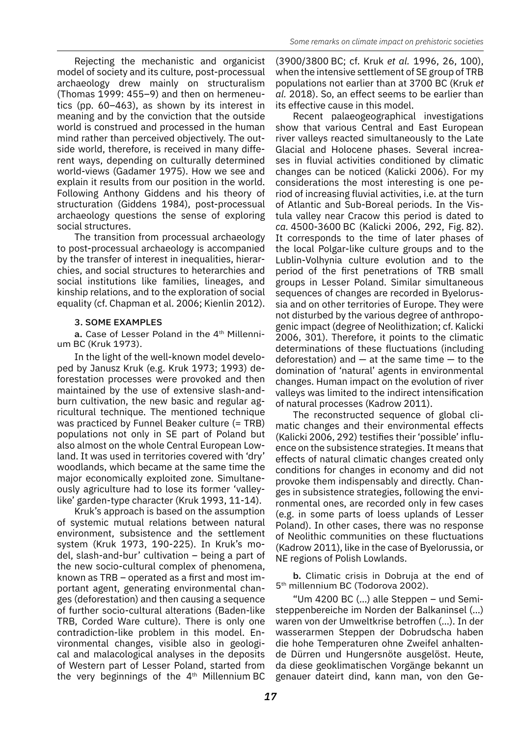Rejecting the mechanistic and organicist model of society and its culture, post-processual archaeology drew mainly on structuralism (Thomas 1999: 455–9) and then on hermeneutics (pp. 60–463), as shown by its interest in meaning and by the conviction that the outside world is construed and processed in the human mind rather than perceived objectively. The outside world, therefore, is received in many different ways, depending on culturally determined world-views (Gadamer 1975). How we see and explain it results from our position in the world. Following Anthony Giddens and his theory of structuration (Giddens 1984), post-processual archaeology questions the sense of exploring social structures.

The transition from processual archaeology to post-processual archaeology is accompanied by the transfer of interest in inequalities, hierarchies, and social structures to heterarchies and social institutions like families, lineages, and kinship relations, and to the exploration of social equality (cf. Chapman et al. 2006; Kienlin 2012).

## 3. SOME EXAMPLES

**a.** Case of Lesser Poland in the 4th Millennium BC (Kruk 1973).

In the light of the well-known model developed by Janusz Kruk (e.g. Kruk 1973; 1993) deforestation processes were provoked and then maintained by the use of extensive slash-and-burn cultivation, the new basic and regular agricultural technique. The mentioned technique was practiced by Funnel Beaker culture (= TRB) populations not only in SE part of Poland but also almost on the whole Central European Lowland. It was used in territories covered with 'dry' woodlands, which became at the same time the major economically exploited zone. Simultaneously agriculture had to lose its former 'valley-like' garden-type character (Kruk 1993, 11-14).

Kruk's approach is based on the assumption of systemic mutual relations between natural environment, subsistence and the settlement system (Kruk 1973, 190-225). In Kruk's model, slash-and-bur' cultivation – being a part of the new socio-cultural complex of phenomena, known as TRB – operated as a first and most important agent, generating environmental changes (deforestation) and then causing a sequence of further socio-cultural alterations (Baden-like TRB, Corded Ware culture). There is only one contradiction-like problem in this model. Environmental changes, visible also in geological and malacological analyses in the deposits of Western part of Lesser Poland, started from the very beginnings of the 4th Millennium BC (3900/3800 BC; cf. Kruk *et al.* 1996, 26, 100), when the intensive settlement of SE group of TRB populations not earlier than at 3700 BC (Kruk *et al.* 2018). So, an effect seems to be earlier than its effective cause in this model.

Recent palaeogeographical investigations show that various Central and East European river valleys reacted simultaneously to the Late Glacial and Holocene phases. Several increases in fluvial activities conditioned by climatic changes can be noticed (Kalicki 2006). For my considerations the most interesting is one period of increasing fluvial activities, i.e. at the turn of Atlantic and Sub-Boreal periods. In the Vistula valley near Cracow this period is dated to *ca.* 4500-3600 BC (Kalicki 2006, 292, Fig. 82). It corresponds to the time of later phases of the local Polgar-like culture groups and to the Lublin-Volhynia culture evolution and to the period of the first penetrations of TRB small groups in Lesser Poland. Similar simultaneous sequences of changes are recorded in Byelorussia and on other territories of Europe. They were not disturbed by the various degree of anthropogenic impact (degree of Neolithization; cf. Kalicki 2006, 301). Therefore, it points to the climatic determinations of these fluctuations (including deforestation) and — at the same time — to the domination of 'natural' agents in environmental changes. Human impact on the evolution of river valleys was limited to the indirect intensification of natural processes (Kadrow 2011).

The reconstructed sequence of global climatic changes and their environmental effects (Kalicki 2006, 292) testifies their 'possible' influence on the subsistence strategies. It means that effects of natural climatic changes created only conditions for changes in economy and did not provoke them indispensably and directly. Changes in subsistence strategies, following the environmental ones, are recorded only in few cases (e.g. in some parts of loess uplands of Lesser Poland). In other cases, there was no response of Neolithic communities on these fluctuations (Kadrow 2011), like in the case of Byelorussia, or NE regions of Polish Lowlands.

**b.** Climatic crisis in Dobruja at the end of 5th millennium BC (Todorova 2002).

"Um 4200 BC (...) alle Steppen – und Semisteppenbereiche im Norden der Balkaninsel (...) waren von der Umweltkrise betroffen (...). In der wasserarmen Steppen der Dobrudscha haben die hohe Temperaturen ohne Zweifel anhaltende Dürren und Hungersnöte ausgelöst. Heute, da diese geoklimatischen Vorgänge bekannt un genauer dateirt dind, kann man, von den Ge-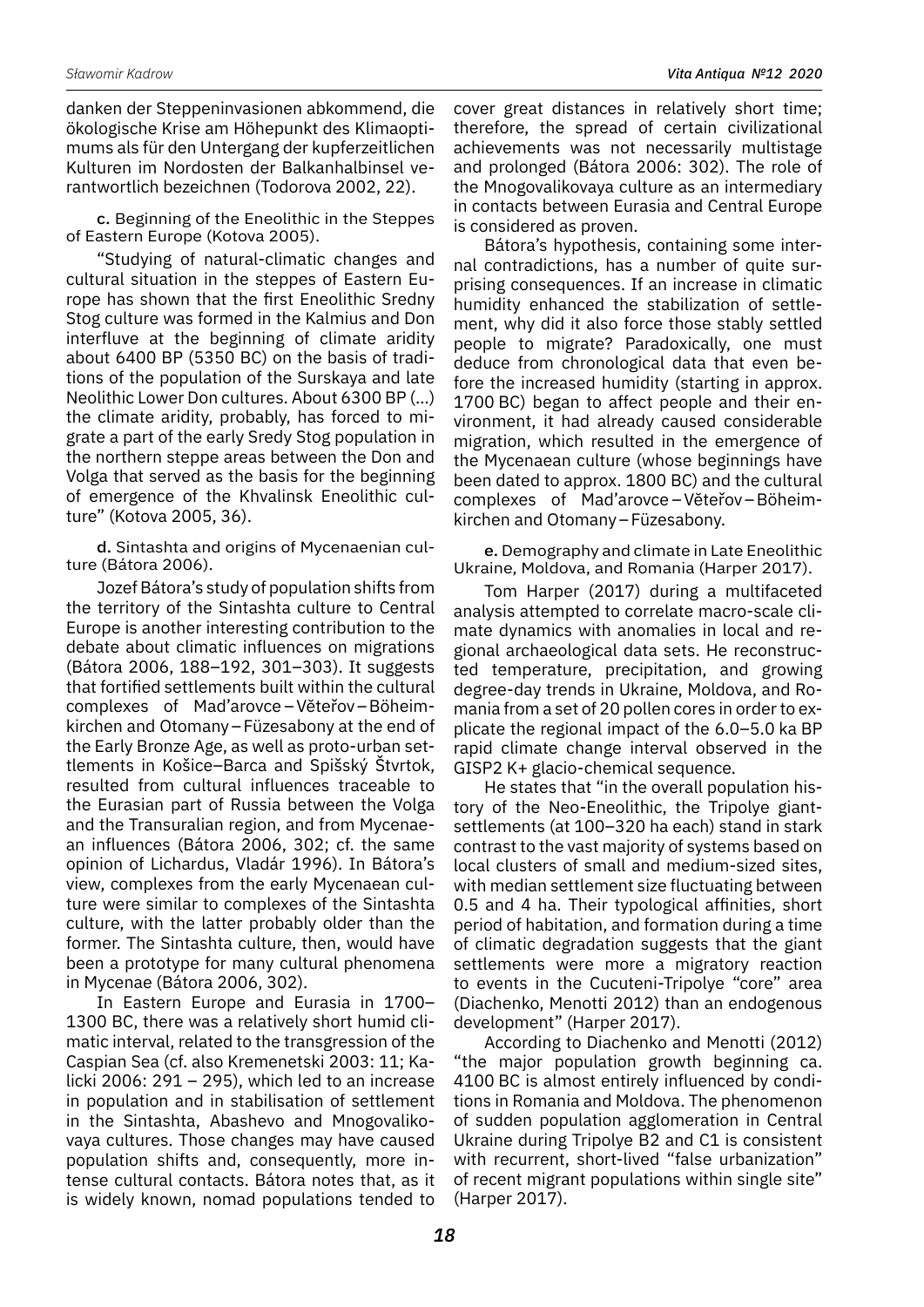danken der Steppeninvasionen abkommend, die ökologische Krise am Höhepunkt des Klimaoptimums als für den Untergang der kupferzeitlichen Kulturen im Nordosten der Balkanhalbinsel verantwortlich bezeichnen (Todorova 2002, 22).

c. Beginning of the Eneolithic in the Steppes of Eastern Europe (Kotova 2005).

"Studying of natural-climatic changes and cultural situation in the steppes of Eastern Europe has shown that the first Eneolithic Sredny Stog culture was formed in the Kalmius and Don interfluve at the beginning of climate aridity about 6400 BP (5350 BC) on the basis of traditions of the population of the Surskaya and late Neolithic Lower Don cultures. About 6300 BP (...) the climate aridity, probably, has forced to migrate a part of the early Sredy Stog population in the northern steppe areas between the Don and Volga that served as the basis for the beginning of emergence of the Khvalinsk Eneolithic culture" (Kotova 2005, 36).

d. Sintashta and origins of Mycenaenian culture (Bátora 2006).

Jozef Bátora's study of population shifts from the territory of the Sintashta culture to Central Europe is another interesting contribution to the debate about climatic influences on migrations (Bátora 2006, 188–192, 301–303). It suggests that fortified settlements built within the cultural complexes of Mad'arovce – Věteřov – Böheimkirchen and Otomany – Füzesabony at the end of the Early Bronze Age, as well as proto-urban settlements in Košice–Barca and Spišský Štvrtok, resulted from cultural influences traceable to the Eurasian part of Russia between the Volga and the Transuralian region, and from Mycenaean influences (Bátora 2006, 302; cf. the same opinion of Lichardus, Vladár 1996). In Bátora's view, complexes from the early Mycenaean culture were similar to complexes of the Sintashta culture, with the latter probably older than the former. The Sintashta culture, then, would have been a prototype for many cultural phenomena in Mycenae (Bátora 2006, 302).

In Eastern Europe and Eurasia in 1700–1300 BC, there was a relatively short humid climatic interval, related to the transgression of the Caspian Sea (cf. also Kremenetski 2003: 11; Kalicki 2006: 291 – 295), which led to an increase in population and in stabilisation of settlement in the Sintashta, Abashevo and Mnogovalikovaya cultures. Those changes may have caused population shifts and, consequently, more intense cultural contacts. Bátora notes that, as it is widely known, nomad populations tended to cover great distances in relatively short time; therefore, the spread of certain civilizational achievements was not necessarily multistage and prolonged (Bátora 2006: 302). The role of the Mnogovalikovaya culture as an intermediary in contacts between Eurasia and Central Europe is considered as proven.

Bátora's hypothesis, containing some internal contradictions, has a number of quite surprising consequences. If an increase in climatic humidity enhanced the stabilization of settlement, why did it also force those stably settled people to migrate? Paradoxically, one must deduce from chronological data that even before the increased humidity (starting in approx. 1700 BC) began to affect people and their environment, it had already caused considerable migration, which resulted in the emergence of the Mycenaean culture (whose beginnings have been dated to approx. 1800 BC) and the cultural complexes of Mad'arovce – Věteřov – Böheimkirchen and Otomany – Füzesabony.

e. Demography and climate in Late Eneolithic Ukraine, Moldova, and Romania (Harper 2017).

Tom Harper (2017) during a multifaceted analysis attempted to correlate macro-scale climate dynamics with anomalies in local and regional archaeological data sets. He reconstructed temperature, precipitation, and growing degree-day trends in Ukraine, Moldova, and Romania from a set of 20 pollen cores in order to explicate the regional impact of the 6.0–5.0 ka BP rapid climate change interval observed in the GISP2 K+ glacio-chemical sequence.

He states that "in the overall population history of the Neo-Eneolithic, the Tripolye giant-settlements (at 100–320 ha each) stand in stark contrast to the vast majority of systems based on local clusters of small and medium-sized sites, with median settlement size fluctuating between 0.5 and 4 ha. Their typological affinities, short period of habitation, and formation during a time of climatic degradation suggests that the giant settlements were more a migratory reaction to events in the Cucuteni-Tripolye "core" area (Diachenko, Menotti 2012) than an endogenous development" (Harper 2017).

According to Diachenko and Menotti (2012) "the major population growth beginning ca. 4100 BC is almost entirely influenced by conditions in Romania and Moldova. The phenomenon of sudden population agglomeration in Central Ukraine during Tripolye B2 and C1 is consistent with recurrent, short-lived "false urbanization" of recent migrant populations within single site" (Harper 2017).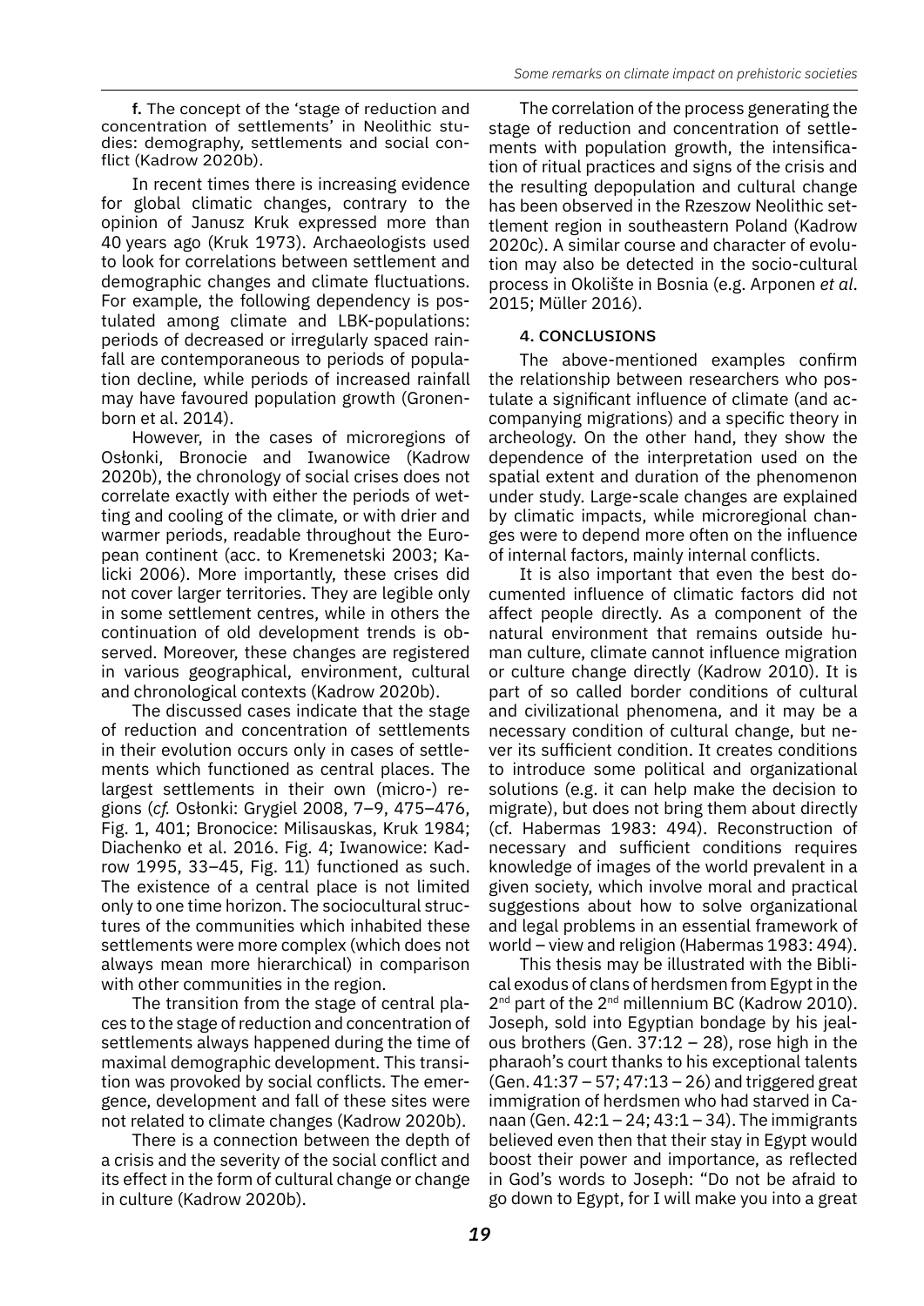**f.** The concept of the 'stage of reduction and concentration of settlements' in Neolithic studies: demography, settlements and social conflict (Kadrow 2020b).

In recent times there is increasing evidence for global climatic changes, contrary to the opinion of Janusz Kruk expressed more than 40 years ago (Kruk 1973). Archaeologists used to look for correlations between settlement and demographic changes and climate fluctuations. For example, the following dependency is postulated among climate and LBK-populations: periods of decreased or irregularly spaced rainfall are contemporaneous to periods of population decline, while periods of increased rainfall may have favoured population growth (Gronenborn et al. 2014).

However, in the cases of microregions of Osłonki, Bronocie and Iwanowice (Kadrow 2020b), the chronology of social crises does not correlate exactly with either the periods of wetting and cooling of the climate, or with drier and warmer periods, readable throughout the European continent (acc. to Kremenetski 2003; Kalicki 2006). More importantly, these crises did not cover larger territories. They are legible only in some settlement centres, while in others the continuation of old development trends is observed. Moreover, these changes are registered in various geographical, environment, cultural and chronological contexts (Kadrow 2020b).

The discussed cases indicate that the stage of reduction and concentration of settlements in their evolution occurs only in cases of settlements which functioned as central places. The largest settlements in their own (micro-) regions (*cf.* Osłonki: Grygiel 2008, 7–9, 475–476, Fig. 1, 401; Bronocice: Milisauskas, Kruk 1984; Diachenko et al. 2016. Fig. 4; Iwanowice: Kadrow 1995, 33–45, Fig. 11) functioned as such. The existence of a central place is not limited only to one time horizon. The sociocultural structures of the communities which inhabited these settlements were more complex (which does not always mean more hierarchical) in comparison with other communities in the region.

The transition from the stage of central places to the stage of reduction and concentration of settlements always happened during the time of maximal demographic development. This transition was provoked by social conflicts. The emergence, development and fall of these sites were not related to climate changes (Kadrow 2020b).

There is a connection between the depth of a crisis and the severity of the social conflict and its effect in the form of cultural change or change in culture (Kadrow 2020b).

The correlation of the process generating the stage of reduction and concentration of settlements with population growth, the intensification of ritual practices and signs of the crisis and the resulting depopulation and cultural change has been observed in the Rzeszow Neolithic settlement region in southeastern Poland (Kadrow 2020c). A similar course and character of evolution may also be detected in the socio-cultural process in Okolište in Bosnia (e.g. Arponen *et al*. 2015; Müller 2016).

## 4. CONCLUSIONS

The above-mentioned examples confirm the relationship between researchers who postulate a significant influence of climate (and accompanying migrations) and a specific theory in archeology. On the other hand, they show the dependence of the interpretation used on the spatial extent and duration of the phenomenon under study. Large-scale changes are explained by climatic impacts, while microregional changes were to depend more often on the influence of internal factors, mainly internal conflicts.

It is also important that even the best documented influence of climatic factors did not affect people directly. As a component of the natural environment that remains outside human culture, climate cannot influence migration or culture change directly (Kadrow 2010). It is part of so called border conditions of cultural and civilizational phenomena, and it may be a necessary condition of cultural change, but never its sufficient condition. It creates conditions to introduce some political and organizational solutions (e.g. it can help make the decision to migrate), but does not bring them about directly (cf. Habermas 1983: 494). Reconstruction of necessary and sufficient conditions requires knowledge of images of the world prevalent in a given society, which involve moral and practical suggestions about how to solve organizational and legal problems in an essential framework of world – view and religion (Habermas 1983: 494).

This thesis may be illustrated with the Biblical exodus of clans of herdsmen from Egypt in the 2nd part of the 2nd millennium BC (Kadrow 2010). Joseph, sold into Egyptian bondage by his jealous brothers (Gen. 37:12 – 28), rose high in the pharaoh's court thanks to his exceptional talents (Gen. 41:37 – 57; 47:13 – 26) and triggered great immigration of herdsmen who had starved in Canaan (Gen. 42:1 – 24; 43:1 – 34). The immigrants believed even then that their stay in Egypt would boost their power and importance, as reflected in God's words to Joseph: "Do not be afraid to go down to Egypt, for I will make you into a great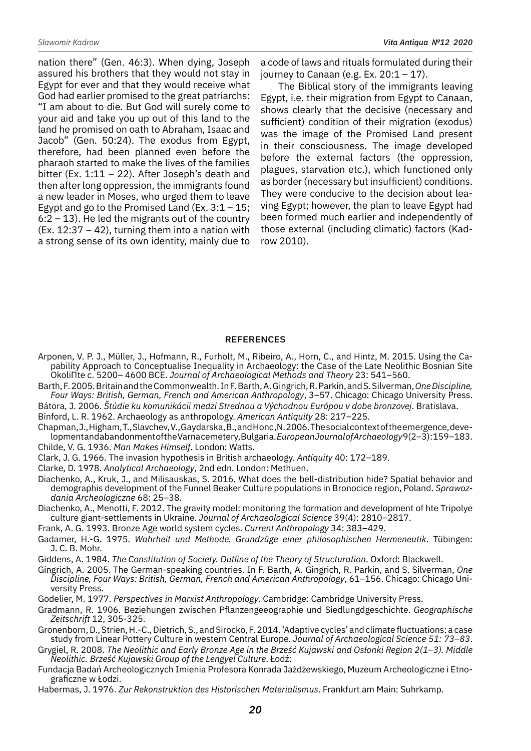nation there" (Gen. 46:3). When dying, Joseph assured his brothers that they would not stay in Egypt for ever and that they would receive what God had earlier promised to the great patriarchs: "I am about to die. But God will surely come to your aid and take you up out of this land to the land he promised on oath to Abraham, Isaac and Jacob" (Gen. 50:24). The exodus from Egypt, therefore, had been planned even before the pharaoh started to make the lives of the families bitter (Ex. 1:11 – 22). After Joseph's death and then after long oppression, the immigrants found a new leader in Moses, who urged them to leave Egypt and go to the Promised Land (Ex. 3:1 – 15; 6:2 – 13). He led the migrants out of the country (Ex. 12:37 – 42), turning them into a nation with a strong sense of its own identity, mainly due to a code of laws and rituals formulated during their journey to Canaan (e.g. Ex. 20:1 – 17).

The Biblical story of the immigrants leaving Egypt, i.e. their migration from Egypt to Canaan, shows clearly that the decisive (necessary and sufficient) condition of their migration (exodus) was the image of the Promised Land present in their consciousness. The image developed before the external factors (the oppression, plagues, starvation etc.), which functioned only as border (necessary but insufficient) conditions. They were conducive to the decision about leaving Egypt; however, the plan to leave Egypt had been formed much earlier and independently of those external (including climatic) factors (Kadrow 2010).

## REFERENCES

Arponen, V. P. J., Müller, J., Hofmann, R., Furholt, M., Ribeiro, A., Horn, C., and Hintz, M. 2015. Using the Capability Approach to Conceptualise Inequality in Archaeology: the Case of the Late Neolithic Bosnian Site OkoliΠte c. 5200– 4600 BCE. *Journal of Archaeological Methods and Theory* 23: 541–560.

Barth, F. 2005. Britain and the Commonwealth. In F. Barth, A. Gingrich, R. Parkin, and S. Silverman, *One Discipline, Four Ways: British, German, French and American Anthropology*, 3–57. Chicago: Chicago University Press.

Bátora, J. 2006. *Štúdie ku komunikácii medzi Strednou a Východnou Európou v dobe bronzovej*. Bratislava.

Binford, L. R. 1962. Archaeology as anthropology. *American Antiquity* 28: 217–225.

Chapman, J., Higham, T., Slavchev, V., Gaydarska, B., and Honc, N. 2006. The social context of the emergence, development and abandonment of the Varna cemetery, Bulgaria. *European Journal of Archaeology* 9(2–3): 159–183.

Childe, V. G. 1936. *Man Makes Himself*. London: Watts.

Clark, J. G. 1966. The invasion hypothesis in British archaeology. *Antiquity* 40: 172–189.

Clarke, D. 1978. *Analytical Archaeology*, 2nd edn. London: Methuen.

Diachenko, A., Kruk, J., and Milisauskas, S. 2016. What does the bell-distribution hide? Spatial behavior and demographis development of the Funnel Beaker Culture populations in Bronocice region, Poland. *Sprawozdania Archeologiczne* 68: 25–38.

Diachenko, A., Menotti, F. 2012. The gravity model: monitoring the formation and development of hte Tripolye culture giant-settlements in Ukraine. *Journal of Archaeological Science* 39(4): 2810–2817.

Frank, A. G. 1993. Bronze Age world system cycles. *Current Anthropology* 34: 383–429.

Gadamer, H.-G. 1975. *Wahrheit und Methode. Grundzüge einer philosophischen Hermeneutik*. Tübingen: J. C. B. Mohr.

Giddens, A. 1984. *The Constitution of Society. Outline of the Theory of Structuration*. Oxford: Blackwell.

Gingrich, A. 2005. The German-speaking countries. In F. Barth, A. Gingrich, R. Parkin, and S. Silverman, *One Discipline, Four Ways: British, German, French and American Anthropology*, 61–156. Chicago: Chicago University Press.

Godelier, M. 1977. *Perspectives in Marxist Anthropology*. Cambridge: Cambridge University Press.

Gradmann, R. 1906. Beziehungen zwischen Pflanzengeeographie und Siedlungdgeschichte. *Geographische Zeitschrift* 12, 305-325.

Gronenborn, D., Strien, H.-C., Dietrich, S., and Sirocko, F. 2014. 'Adaptive cycles' and climate fluctuations: a case study from Linear Pottery Culture in western Central Europe. *Journal of Archaeological Science 51: 73–83*.

Grygiel, R. 2008. *The Neolithic and Early Bronze Age in the Brześć Kujawski and Osłonki Region 2(1–3). Middle Neolithic. Brześć Kujawski Group of the Lengyel Culture*. Łodź:

Fundacja Badań Archeologicznych Imienia Profesora Konrada Jażdżewskiego, Muzeum Archeologiczne i Etnograficzne w Łodzi.

Habermas, J. 1976. *Zur Rekonstruktion des Historischen Materialismus*. Frankfurt am Main: Suhrkamp.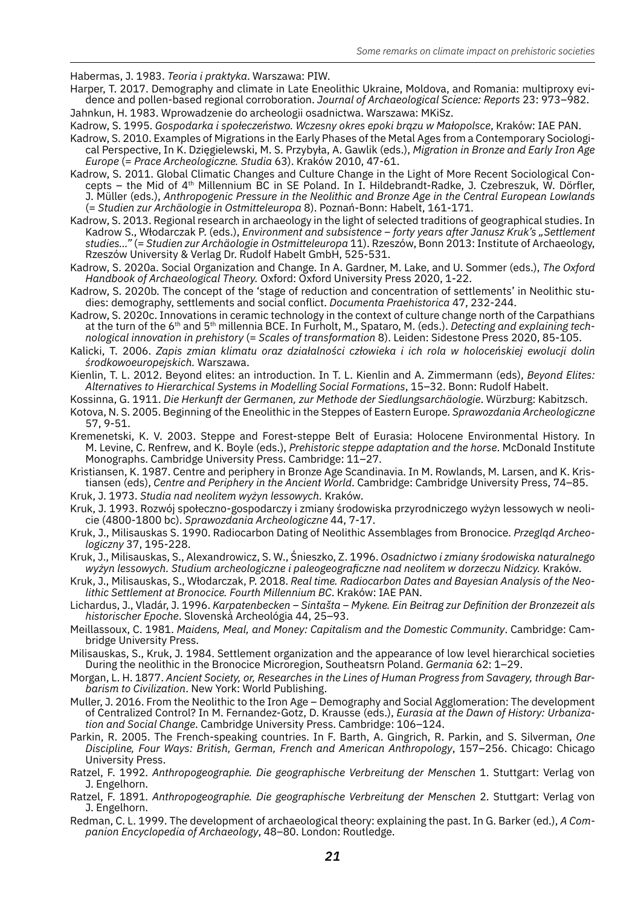Habermas, J. 1983. *Teoria i praktyka*. Warszawa: PIW.

Harper, T. 2017. Demography and climate in Late Eneolithic Ukraine, Moldova, and Romania: multiproxy evidence and pollen-based regional corroboration. *Journal of Archaeological Science: Reports* 23: 973–982.

Jahnkun, H. 1983. Wprowadzenie do archeologii osadnictwa. Warszawa: MKiSz.

Kadrow, S. 1995. *Gospodarka i społeczeństwo. Wczesny okres epoki brązu w Małopolsce*, Kraków: IAE PAN.

Kadrow, S. 2010. Examples of Migrations in the Early Phases of the Metal Ages from a Contemporary Sociological Perspective, In K. Dzięgielewski, M. S. Przybyła, A. Gawlik (eds.), *Migration in Bronze and Early Iron Age Europe* (= *Prace Archeologiczne. Studia* 63). Kraków 2010, 47-61.

Kadrow, S. 2011. Global Climatic Changes and Culture Change in the Light of More Recent Sociological Concepts – the Mid of 4th Millennium BC in SE Poland. In I. Hildebrandt-Radke, J. Czebreszuk, W. Dörfler, J. Müller (eds.), *Anthropogenic Pressure in the Neolithic and Bronze Age in the Central European Lowlands* (= *Studien zur Archäologie in Ostmitteleuropa* 8). Poznań-Bonn: Habelt, 161-171.

Kadrow, S. 2013. Regional research in archaeology in the light of selected traditions of geographical studies. In Kadrow S., Włodarczak P. (eds.), *Environment and subsistence – forty years after Janusz Kruk's „Settlement studies..."* (= *Studien zur Archäologie in Ostmitteleuropa* 11). Rzeszów, Bonn 2013: Institute of Archaeology, Rzeszów University & Verlag Dr. Rudolf Habelt GmbH, 525-531.

Kadrow, S. 2020a. Social Organization and Change. In A. Gardner, M. Lake, and U. Sommer (eds.), *The Oxford Handbook of Archaeological Theory.* Oxford: Oxford University Press 2020, 1-22.

Kadrow, S. 2020b. The concept of the 'stage of reduction and concentration of settlements' in Neolithic studies: demography, settlements and social conflict. *Documenta Praehistorica* 47, 232-244.

Kadrow, S. 2020c. Innovations in ceramic technology in the context of culture change north of the Carpathians at the turn of the 6th and 5th millennia BCE. In Furholt, M., Spataro, M. (eds.). *Detecting and explaining technological innovation in prehistory* (= *Scales of transformation* 8). Leiden: Sidestone Press 2020, 85-105.

Kalicki, T. 2006. *Zapis zmian klimatu oraz działalności człowieka i ich rola w holoceńskiej ewolucji dolin środkowoeuropejskich.* Warszawa.

Kienlin, T. L. 2012. Beyond elites: an introduction. In T. L. Kienlin and A. Zimmermann (eds), *Beyond Elites: Alternatives to Hierarchical Systems in Modelling Social Formations*, 15–32. Bonn: Rudolf Habelt.

Kossinna, G. 1911. *Die Herkunft der Germanen, zur Methode der Siedlungsarchäologie*. Würzburg: Kabitzsch.

Kotova, N. S. 2005. Beginning of the Eneolithic in the Steppes of Eastern Europe. *Sprawozdania Archeologiczne* 57, 9-51.

Kremenetski, K. V. 2003. Steppe and Forest-steppe Belt of Eurasia: Holocene Environmental History. In M. Levine, C. Renfrew, and K. Boyle (eds.), *Prehistoric steppe adaptation and the horse*. McDonald Institute Monographs. Cambridge University Press. Cambridge: 11–27.

Kristiansen, K. 1987. Centre and periphery in Bronze Age Scandinavia. In M. Rowlands, M. Larsen, and K. Kristiansen (eds), *Centre and Periphery in the Ancient World*. Cambridge: Cambridge University Press, 74–85.

Kruk, J. 1973. *Studia nad neolitem wyżyn lessowych.* Kraków.

Kruk, J. 1993. Rozwój społeczno-gospodarczy i zmiany środowiska przyrodniczego wyżyn lessowych w neolicie (4800-1800 bc). *Sprawozdania Archeologiczne* 44, 7-17.

Kruk, J., Milisauskas S. 1990. Radiocarbon Dating of Neolithic Assemblages from Bronocice. *Przegląd Archeologiczny* 37, 195-228.

Kruk, J., Milisauskas, S., Alexandrowicz, S. W., Śnieszko, Z. 1996. *Osadnictwo i zmiany środowiska naturalnego wyżyn lessowych. Studium archeologiczne i paleogeograficzne nad neolitem w dorzeczu Nidzicy.* Kraków.

Kruk, J., Milisauskas, S., Włodarczak, P. 2018. *Real time. Radiocarbon Dates and Bayesian Analysis of the Neolithic Settlement at Bronocice. Fourth Millennium BC*. Kraków: IAE PAN.

Lichardus, J., Vladár, J. 1996. *Karpatenbecken – Sintašta – Mykene. Ein Beitrag zur Definition der Bronzezeit als historischer Epoche*. Slovenská Archeológia 44, 25–93.

Meillassoux, C. 1981. *Maidens, Meal, and Money: Capitalism and the Domestic Community*. Cambridge: Cambridge University Press.

Milisauskas, S., Kruk, J. 1984. Settlement organization and the appearance of low level hierarchical societies During the neolithic in the Bronocice Microregion, Southeatsrn Poland. *Germania* 62: 1–29.

Morgan, L. H. 1877. *Ancient Society, or, Researches in the Lines of Human Progress from Savagery, through Barbarism to Civilization*. New York: World Publishing.

Muller, J. 2016. From the Neolithic to the Iron Age – Demography and Social Agglomeration: The development of Centralized Control? In M. Fernandez-Gotz, D. Krausse (eds.), *Eurasia at the Dawn of History: Urbanization and Social Change*. Cambridge University Press. Cambridge: 106–124.

Parkin, R. 2005. The French-speaking countries. In F. Barth, A. Gingrich, R. Parkin, and S. Silverman, *One Discipline, Four Ways: British, German, French and American Anthropology*, 157–256. Chicago: Chicago University Press.

Ratzel, F. 1992. *Anthropogeographie. Die geographische Verbreitung der Menschen* 1. Stuttgart: Verlag von J. Engelhorn.

Ratzel, F. 1891. *Anthropogeographie. Die geographische Verbreitung der Menschen* 2. Stuttgart: Verlag von J. Engelhorn.

Redman, C. L. 1999. The development of archaeological theory: explaining the past. In G. Barker (ed.), *A Companion Encyclopedia of Archaeology*, 48–80. London: Routledge.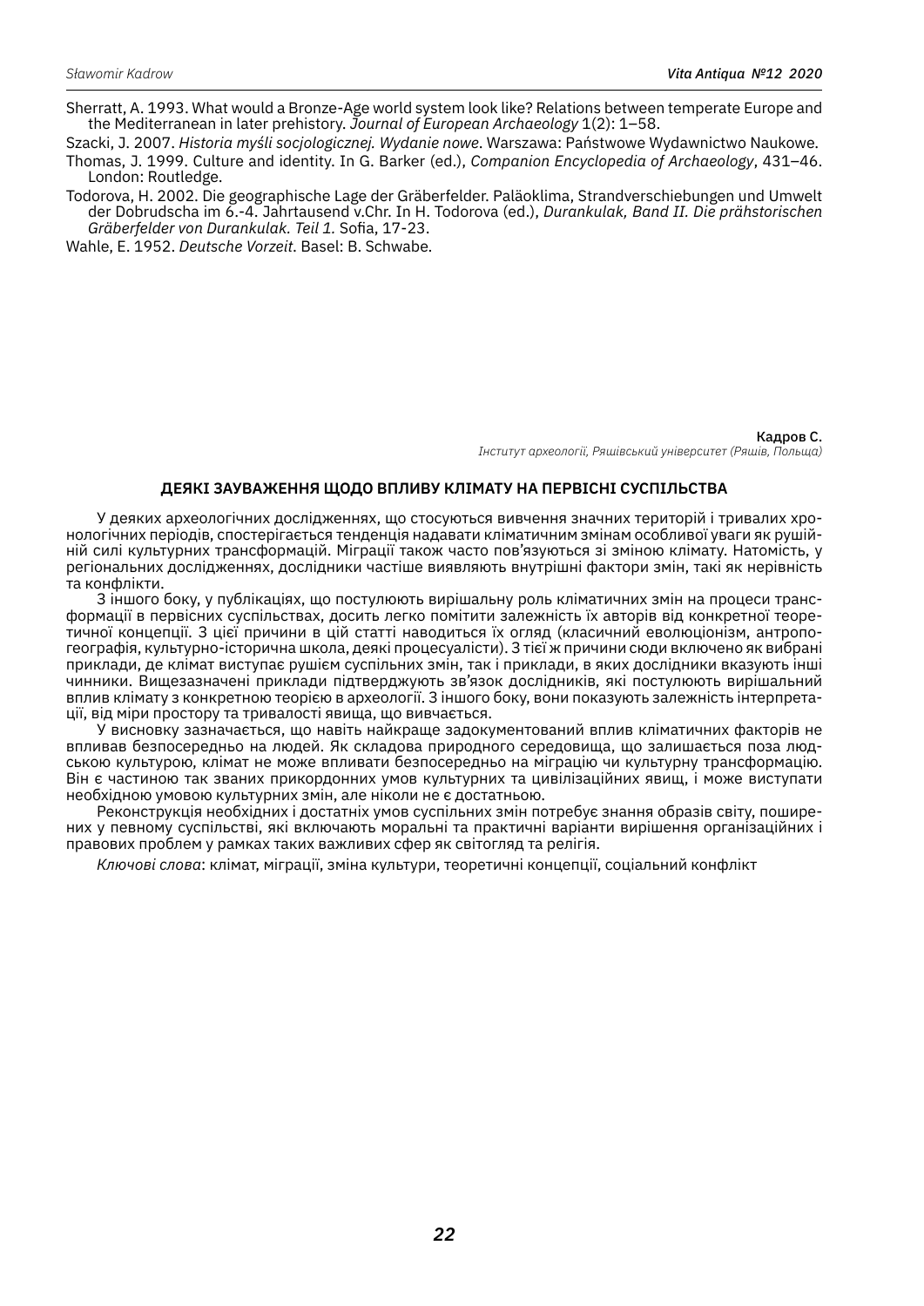Sherratt, A. 1993. What would a Bronze-Age world system look like? Relations between temperate Europe and the Mediterranean in later prehistory. *Journal of European Archaeology* 1(2): 1–58.

Szacki, J. 2007. *Historia myśli socjologicznej. Wydanie nowe*. Warszawa: Państwowe Wydawnictwo Naukowe.

Thomas, J. 1999. Culture and identity. In G. Barker (ed.), *Companion Encyclopedia of Archaeology*, 431–46. London: Routledge.

Todorova, H. 2002. Die geographische Lage der Gräberfelder. Paläoklima, Strandverschiebungen und Umwelt der Dobrudscha im 6.-4. Jahrtausend v.Chr. In H. Todorova (ed.), *Durankulak, Band II. Die prähstorischen Gräberfelder von Durankulak. Teil 1.* Sofia, 17-23.

Wahle, E. 1952. *Deutsche Vorzeit*. Basel: B. Schwabe.

**Кадров С.**
*Інститут археології, Ряшівський університет (Ряшів, Польща)*

## ДЕЯКІ ЗАУВАЖЕННЯ ЩОДО ВПЛИВУ КЛІМАТУ НА ПЕРВІСНІ СУСПІЛЬСТВА

У деяких археологічних дослідженнях, що стосуються вивчення значних територій і тривалих хронологічних періодів, спостерігається тенденція надавати кліматичним змінам особливої уваги як рушійній силі культурних трансформацій. Міграції також часто пов'язуються зі зміною клімату. Натомість, у регіональних дослідженнях, дослідники частіше виявляють внутрішні фактори змін, такі як нерівність та конфлікти.

З іншого боку, у публікаціях, що постулюють вирішальну роль кліматичних змін на процеси трансформації в первісних суспільствах, досить легко помітити залежність їх авторів від конкретної теоретичної концепції. З цієї причини в цій статті наводиться їх огляд (класичний еволюціонізм, антропогеографія, культурно-історична школа, деякі процесуалісти). З тієї ж причини сюди включено як вибрані приклади, де клімат виступає рушієм суспільних змін, так і приклади, в яких дослідники вказують інші чинники. Вищезазначені приклади підтверджують зв'язок дослідників, які постулюють вирішальний вплив клімату з конкретною теорією в археології. З іншого боку, вони показують залежність інтерпретації, від міри простору та тривалості явища, що вивчається.

У висновку зазначається, що навіть найкраще задокументований вплив кліматичних факторів не впливав безпосередньо на людей. Як складова природного середовища, що залишається поза людською культурою, клімат не може впливати безпосередньо на міграцію чи культурну трансформацію. Він є частиною так званих прикордонних умов культурних та цивілізаційних явищ, і може виступати необхідною умовою культурних змін, але ніколи не є достатньою.

Реконструкція необхідних і достатніх умов суспільних змін потребує знання образів світу, поширених у певному суспільстві, які включають моральні та практичні варіанти вирішення організаційних і правових проблем у рамках таких важливих сфер як світогляд та релігія.

*Ключові слова*: клімат, міграції, зміна культури, теоретичні концепції, соціальний конфлікт